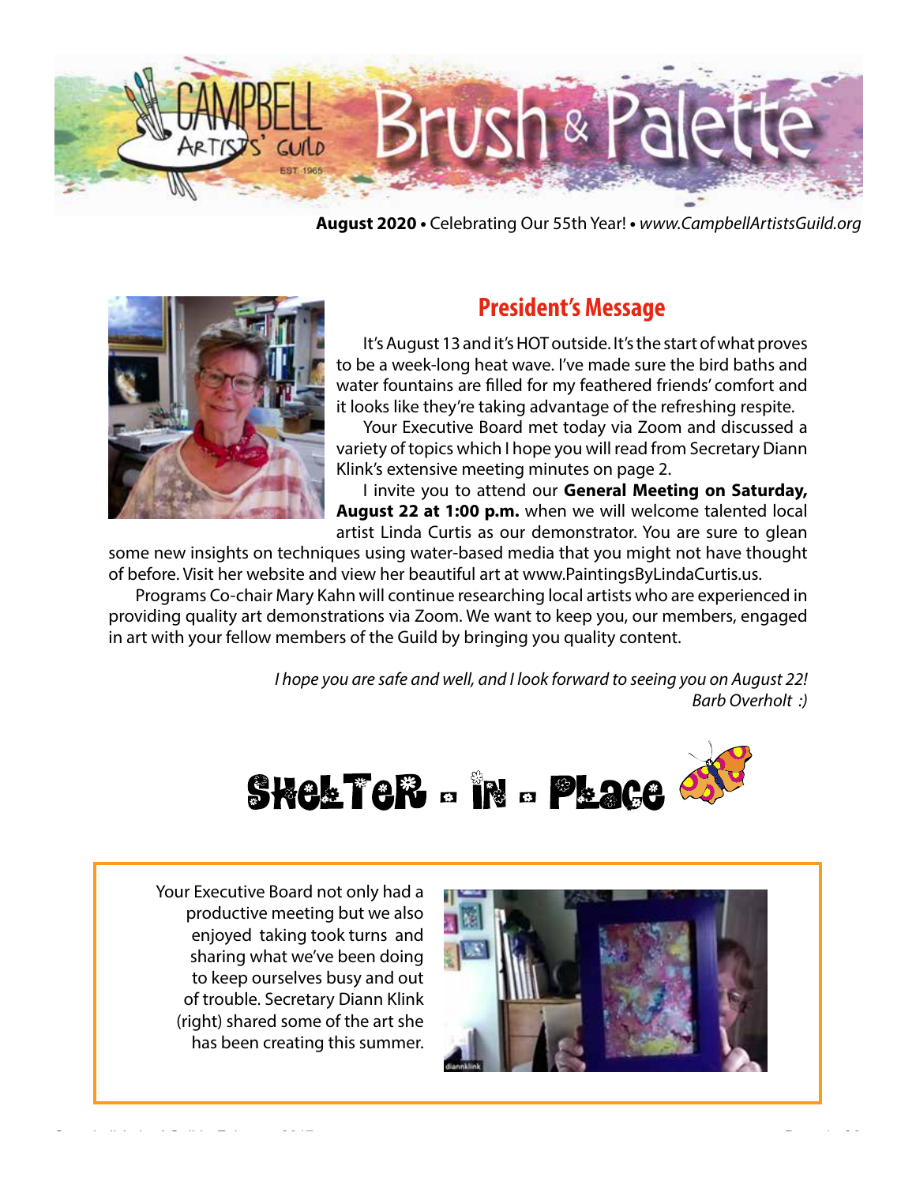# Campbell Artists' Guild — Brush & Palette

**August 2020** • Celebrating Our 55th Year! • *www.CampbellArtistsGuild.org*

## President's Message

It's August 13 and it's HOT outside. It's the start of what proves to be a week-long heat wave. I've made sure the bird baths and water fountains are filled for my feathered friends' comfort and it looks like they're taking advantage of the refreshing respite.

Your Executive Board met today via Zoom and discussed a variety of topics which I hope you will read from Secretary Diann Klink's extensive meeting minutes on page 2.

I invite you to attend our **General Meeting on Saturday, August 22 at 1:00 p.m.** when we will welcome talented local artist Linda Curtis as our demonstrator. You are sure to glean some new insights on techniques using water-based media that you might not have thought of before. Visit her website and view her beautiful art at www.PaintingsByLindaCurtis.us.

Programs Co-chair Mary Kahn will continue researching local artists who are experienced in providing quality art demonstrations via Zoom. We want to keep you, our members, engaged in art with your fellow members of the Guild by bringing you quality content.

*I hope you are safe and well, and I look forward to seeing you on August 22!*
*Barb Overholt :)*

## Shelter - in - Place

Your Executive Board not only had a productive meeting but we also enjoyed taking took turns and sharing what we've been doing to keep ourselves busy and out of trouble. Secretary Diann Klink (right) shared some of the art she has been creating this summer.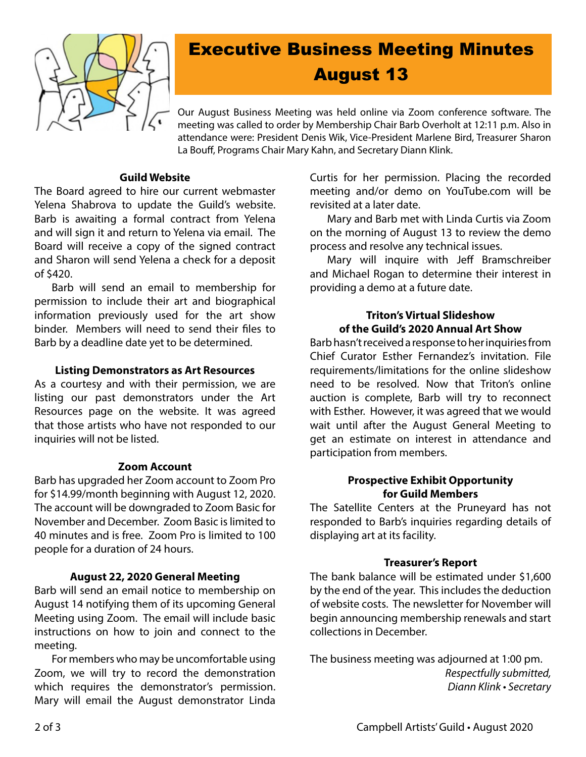# Executive Business Meeting Minutes August 13

Our August Business Meeting was held online via Zoom conference software. The meeting was called to order by Membership Chair Barb Overholt at 12:11 p.m. Also in attendance were: President Denis Wik, Vice-President Marlene Bird, Treasurer Sharon La Bouff, Programs Chair Mary Kahn, and Secretary Diann Klink.

**Guild Website**

The Board agreed to hire our current webmaster Yelena Shabrova to update the Guild's website. Barb is awaiting a formal contract from Yelena and will sign it and return to Yelena via email. The Board will receive a copy of the signed contract and Sharon will send Yelena a check for a deposit of $420.

Barb will send an email to membership for permission to include their art and biographical information previously used for the art show binder. Members will need to send their files to Barb by a deadline date yet to be determined.

**Listing Demonstrators as Art Resources**

As a courtesy and with their permission, we are listing our past demonstrators under the Art Resources page on the website. It was agreed that those artists who have not responded to our inquiries will not be listed.

**Zoom Account**

Barb has upgraded her Zoom account to Zoom Pro for $14.99/month beginning with August 12, 2020. The account will be downgraded to Zoom Basic for November and December. Zoom Basic is limited to 40 minutes and is free. Zoom Pro is limited to 100 people for a duration of 24 hours.

**August 22, 2020 General Meeting**

Barb will send an email notice to membership on August 14 notifying them of its upcoming General Meeting using Zoom. The email will include basic instructions on how to join and connect to the meeting.

For members who may be uncomfortable using Zoom, we will try to record the demonstration which requires the demonstrator's permission. Mary will email the August demonstrator Linda Curtis for her permission. Placing the recorded meeting and/or demo on YouTube.com will be revisited at a later date.

Mary and Barb met with Linda Curtis via Zoom on the morning of August 13 to review the demo process and resolve any technical issues.

Mary will inquire with Jeff Bramschreiber and Michael Rogan to determine their interest in providing a demo at a future date.

**Triton's Virtual Slideshow of the Guild's 2020 Annual Art Show**

Barb hasn't received a response to her inquiries from Chief Curator Esther Fernandez's invitation. File requirements/limitations for the online slideshow need to be resolved. Now that Triton's online auction is complete, Barb will try to reconnect with Esther. However, it was agreed that we would wait until after the August General Meeting to get an estimate on interest in attendance and participation from members.

**Prospective Exhibit Opportunity for Guild Members**

The Satellite Centers at the Pruneyard has not responded to Barb's inquiries regarding details of displaying art at its facility.

**Treasurer's Report**

The bank balance will be estimated under $1,600 by the end of the year. This includes the deduction of website costs. The newsletter for November will begin announcing membership renewals and start collections in December.

The business meeting was adjourned at 1:00 pm.

*Respectfully submitted,*
*Diann Klink • Secretary*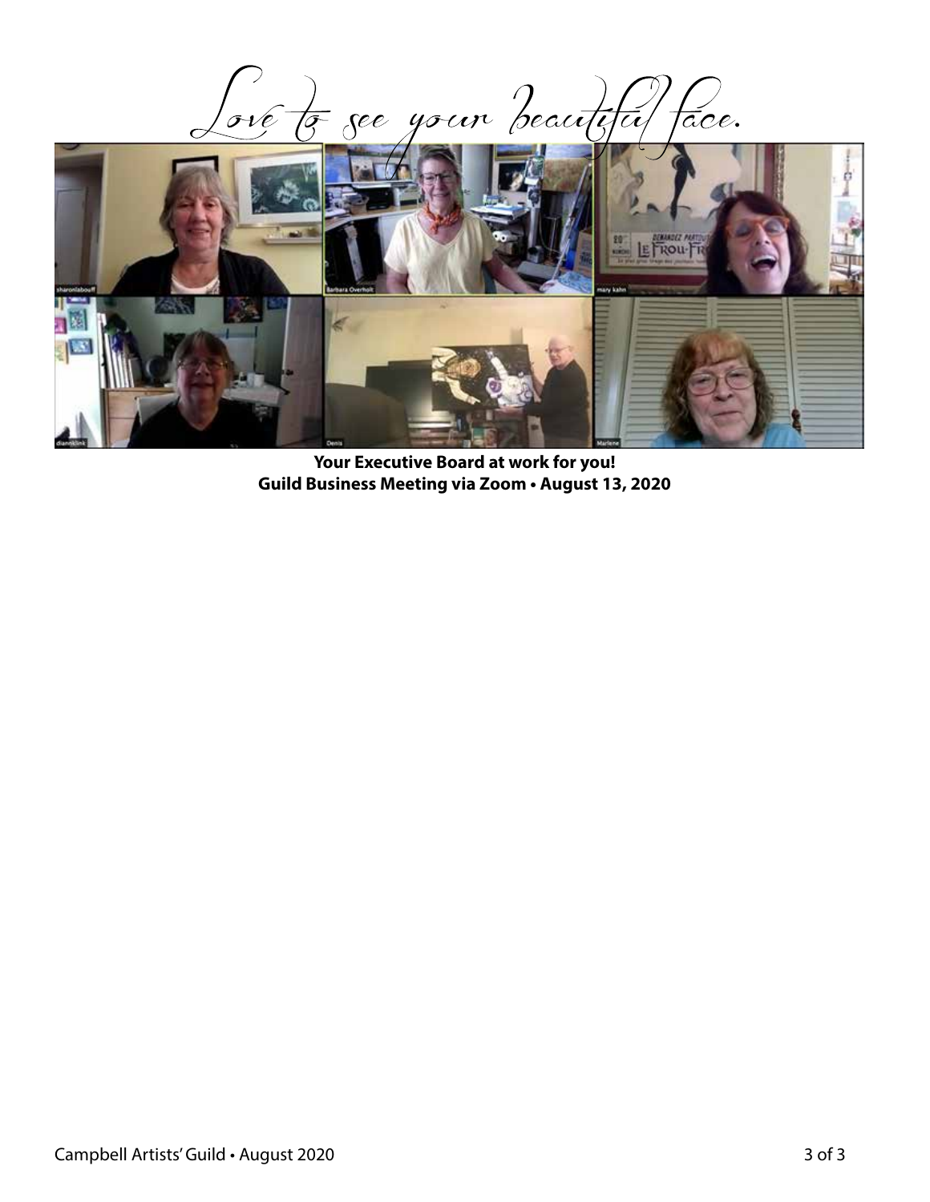*Love to see your beautiful face.*

**Your Executive Board at work for you!**
**Guild Business Meeting via Zoom • August 13, 2020**